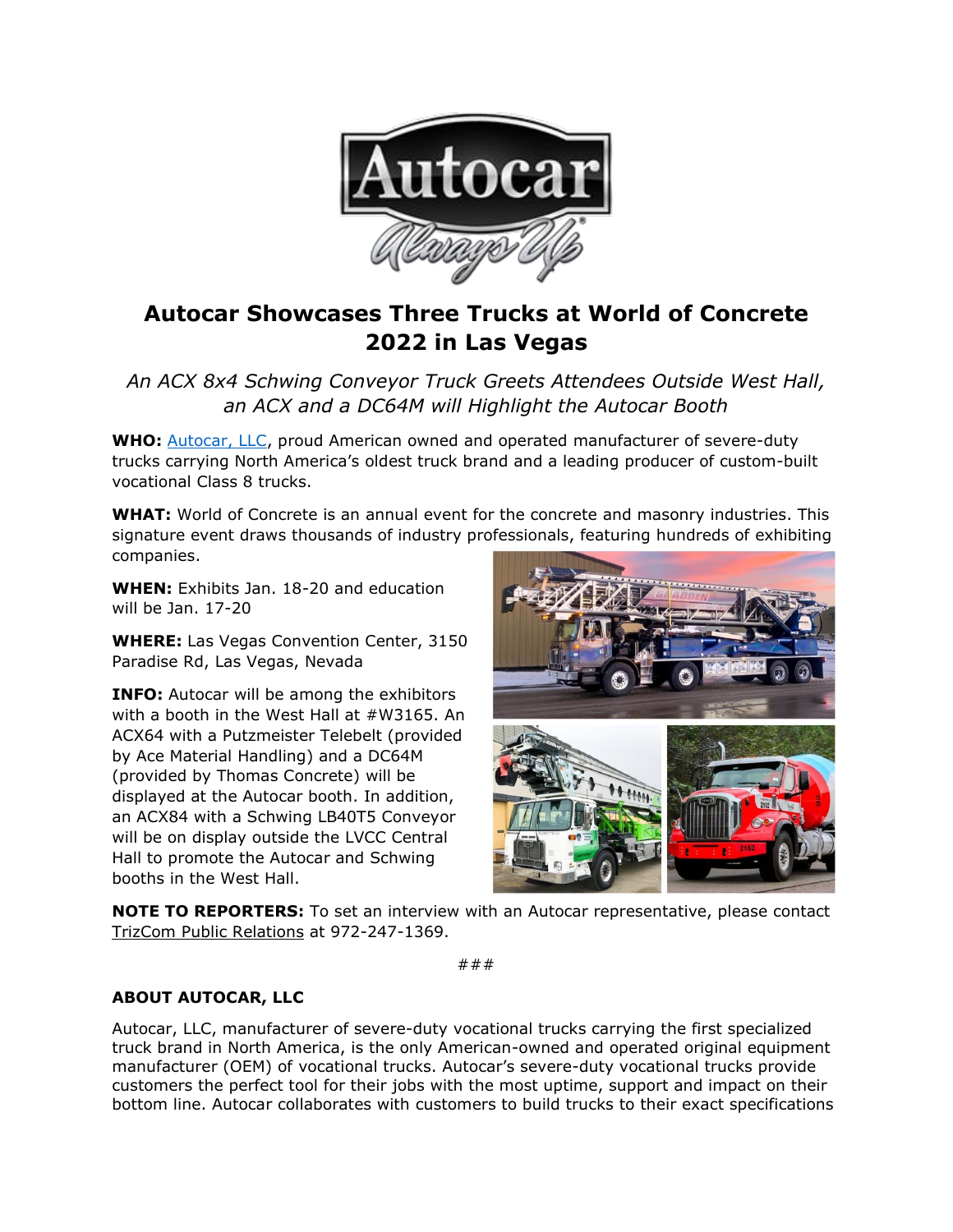# Autocar Showcases Three Trucks at World of Concrete 2022 in Las Vegas

*An ACX 8x4 Schwing Conveyor Truck Greets Attendees Outside West Hall, an ACX and a DC64M will Highlight the Autocar Booth*

**WHO:** Autocar, LLC, proud American owned and operated manufacturer of severe-duty trucks carrying North America's oldest truck brand and a leading producer of custom-built vocational Class 8 trucks.

**WHAT:** World of Concrete is an annual event for the concrete and masonry industries. This signature event draws thousands of industry professionals, featuring hundreds of exhibiting companies.

**WHEN:** Exhibits Jan. 18-20 and education will be Jan. 17-20

**WHERE:** Las Vegas Convention Center, 3150 Paradise Rd, Las Vegas, Nevada

**INFO:** Autocar will be among the exhibitors with a booth in the West Hall at #W3165. An ACX64 with a Putzmeister Telebelt (provided by Ace Material Handling) and a DC64M (provided by Thomas Concrete) will be displayed at the Autocar booth. In addition, an ACX84 with a Schwing LB40T5 Conveyor will be on display outside the LVCC Central Hall to promote the Autocar and Schwing booths in the West Hall.

**NOTE TO REPORTERS:** To set an interview with an Autocar representative, please contact TrizCom Public Relations at 972-247-1369.

###

**ABOUT AUTOCAR, LLC**

Autocar, LLC, manufacturer of severe-duty vocational trucks carrying the first specialized truck brand in North America, is the only American-owned and operated original equipment manufacturer (OEM) of vocational trucks. Autocar's severe-duty vocational trucks provide customers the perfect tool for their jobs with the most uptime, support and impact on their bottom line. Autocar collaborates with customers to build trucks to their exact specifications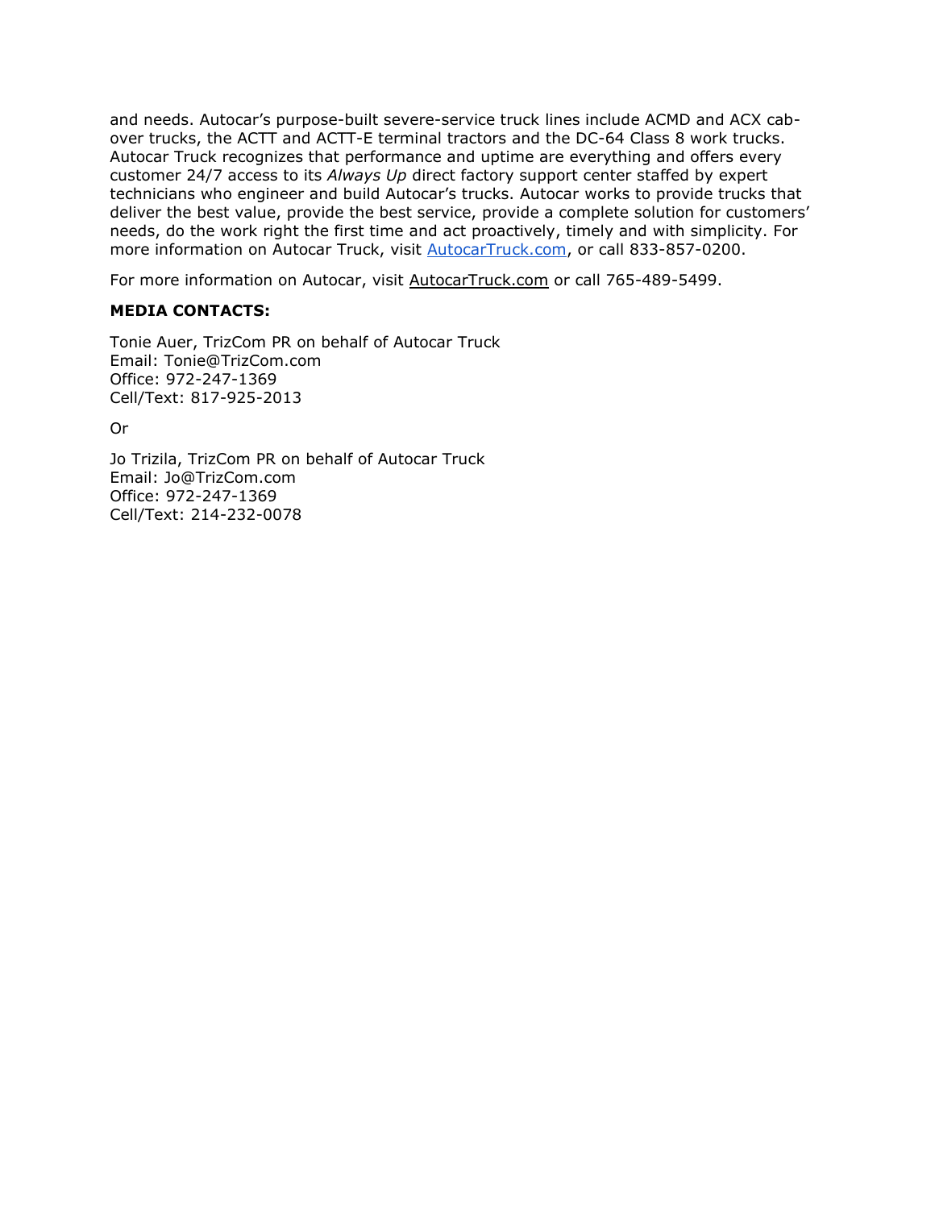and needs. Autocar's purpose-built severe-service truck lines include ACMD and ACX cab-over trucks, the ACTT and ACTT-E terminal tractors and the DC-64 Class 8 work trucks. Autocar Truck recognizes that performance and uptime are everything and offers every customer 24/7 access to its *Always Up* direct factory support center staffed by expert technicians who engineer and build Autocar's trucks. Autocar works to provide trucks that deliver the best value, provide the best service, provide a complete solution for customers' needs, do the work right the first time and act proactively, timely and with simplicity. For more information on Autocar Truck, visit [AutocarTruck.com](AutocarTruck.com), or call 833-857-0200.

For more information on Autocar, visit AutocarTruck.com or call 765-489-5499.

**MEDIA CONTACTS:**

Tonie Auer, TrizCom PR on behalf of Autocar Truck
Email: Tonie@TrizCom.com
Office: 972-247-1369
Cell/Text: 817-925-2013

Or

Jo Trizila, TrizCom PR on behalf of Autocar Truck
Email: Jo@TrizCom.com
Office: 972-247-1369
Cell/Text: 214-232-0078